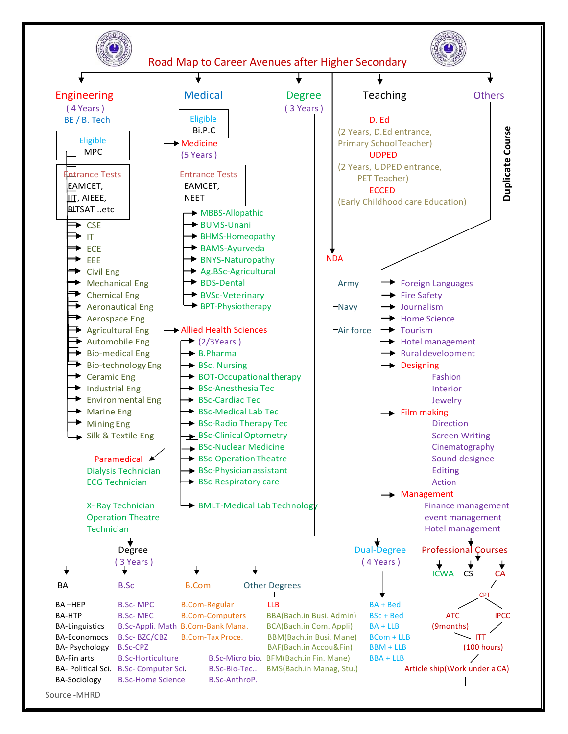# Road Map to Career Avenues after Higher Secondary

## Engineering
(4 Years)
BE / B. Tech

Eligible
MPC

Entrance Tests
EAMCET,
IIT, AIEEE,
BITSAT ..etc

- CSE
- IT
- ECE
- EEE
- Civil Eng
- Mechanical Eng
- Chemical Eng
- Aeronautical Eng
- Aerospace Eng
- Agricultural Eng
- Automobile Eng
- Bio-medical Eng
- Bio-technology Eng
- Ceramic Eng
- Industrial Eng
- Environmental Eng
- Marine Eng
- Mining Eng
- Silk & Textile Eng

Paramedical
- Dialysis Technician
- ECG Technician
- X- Ray Technician
- Operation Theatre Technician

## Medical

Eligible
Bi.P.C

Medicine
(5 Years)

Entrance Tests
EAMCET,
NEET

- MBBS-Allopathic
- BUMS-Unani
- BHMS-Homeopathy
- BAMS-Ayurveda
- BNYS-Naturopathy
- Ag.BSc-Agricultural
- BDS-Dental
- BVSc-Veterinary
- BPT-Physiotherapy

Allied Health Sciences
- (2/3Years)
- B.Pharma
- BSc. Nursing
- BOT-Occupational therapy
- BSc-Anesthesia Tec
- BSc-Cardiac Tec
- BSc-Medical Lab Tec
- BSc-Radio Therapy Tec
- BSc-Clinical Optometry
- BSc-Nuclear Medicine
- BSc-Operation Theatre
- BSc-Physician assistant
- BSc-Respiratory care
- BMLT-Medical Lab Technology

## Degree
(3 Years)

## Teaching

D. Ed
(2 Years, D.Ed entrance, Primary School Teacher)

UDPED
(2 Years, UDPED entrance, PET Teacher)

ECCED
(Early Childhood care Education)

NDA
- Army
- Navy
- Air force

## Others

Duplicate Course

- Foreign Languages
- Fire Safety
- Journalism
- Home Science
- Tourism
- Hotel management
- Rural development
- Designing
  - Fashion
  - Interior
  - Jewelry
- Film making
  - Direction
  - Screen Writing
  - Cinematography
  - Sound designee
  - Editing
  - Action
- Management
  - Finance management
  - event management
  - Hotel management

## Degree
(3 Years)

| BA | B.Sc | B.Com | Other Degrees |
|---|---|---|---|
| BA –HEP | B.Sc- MPC | B.Com-Regular | LLB |
| BA-HTP | B.Sc- MEC | B.Com-Computers | BBA(Bach.in Busi. Admin) |
| BA-Linguistics | B.Sc-Appli. Math | B.Com-Bank Mana. | BCA(Bach.in Com. Appli) |
| BA-Economocs | B.Sc- BZC/CBZ | B.Com-Tax Proce. | BBM(Bach.in Busi. Mane) |
| BA- Psychology | B.Sc-CPZ | | BAF(Bach.in Accou&Fin) |
| BA-Fin arts | B.Sc-Horticulture | B.Sc-Micro bio. | BFM(Bach.in Fin. Mane) |
| BA- Political Sci. | B.Sc- Computer Sci. | B.Sc-Bio-Tec.. | BMS(Bach.in Manag, Stu.) |
| BA-Sociology | B.Sc-Home Science | B.Sc-AnthroP. | |

## Dual-Degree
(4 Years)

- BA + Bed
- BSc + Bed
- BA + LLB
- BCom + LLB
- BBM + LLB
- BBA + LLB

## Professional Courses

- ICWA
- CS
- CA
  - CPT
    - ATC (9months)
    - IPCC
      - ITT (100 hours)
        - Article ship(Work under a CA)

Source -MHRD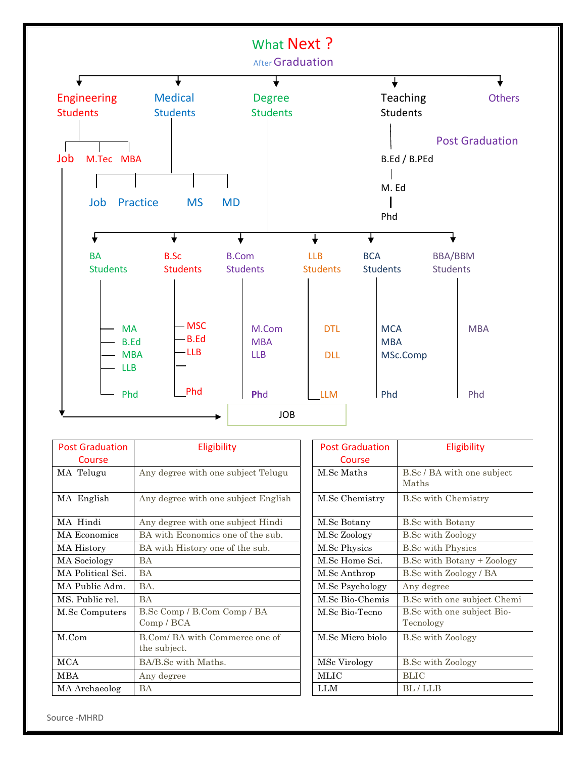# What Next ?

## After Graduation

- **Engineering Students**
  - Job
  - M.Tec
  - MBA
- **Medical Students**
  - Job
  - Practice
  - MS
  - MD
- **Degree Students**
  - **BA Students**
    - MA
    - B.Ed
    - MBA
    - LLB
    - Phd
  - **B.Sc Students**
    - MSC
    - B.Ed
    - LLB
    - Phd
  - **B.Com Students**
    - M.Com
    - MBA
    - LLB
    - Phd
  - **LLB Students**
    - DTL
    - DLL
    - LLM
  - **BCA Students**
    - MCA
    - MBA
    - MSc.Comp
    - Phd
  - **BBA/BBM Students**
    - MBA
    - Phd
- **Teaching Students**
  - B.Ed / B.PEd
  - M. Ed
  - Phd
- **Others**
  - Post Graduation

→ JOB

| Post Graduation Course | Eligibility |
|---|---|
| MA Telugu | Any degree with one subject Telugu |
| MA English | Any degree with one subject English |
| MA Hindi | Any degree with one subject Hindi |
| MA Economics | BA with Economics one of the sub. |
| MA History | BA with History one of the sub. |
| MA Sociology | BA |
| MA Political Sci. | BA |
| MA Public Adm. | BA. |
| MS. Public rel. | BA |
| M.Sc Computers | B.Sc Comp / B.Com Comp / BA Comp / BCA |
| M.Com | B.Com/ BA with Commerce one of the subject. |
| MCA | BA/B.Sc with Maths. |
| MBA | Any degree |
| MA Archaeolog | BA |

| Post Graduation Course | Eligibility |
|---|---|
| M.Sc Maths | B.Sc / BA with one subject Maths |
| M.Sc Chemistry | B.Sc with Chemistry |
| M.Sc Botany | B.Sc with Botany |
| M.Sc Zoology | B.Sc with Zoology |
| M.Sc Physics | B.Sc with Physics |
| M.Sc Home Sci. | B.Sc with Botany + Zoology |
| M.Sc Anthrop | B.Sc with Zoology / BA |
| M.Sc Psychology | Any degree |
| M.Sc Bio-Chemis | B.Sc with one subject Chemi |
| M.Sc Bio-Tecno | B.Sc with one subject Bio-Tecnology |
| M.Sc Micro biolo | B.Sc with Zoology |
| MSc Virology | B.Sc with Zoology |
| MLIC | BLIC |
| LLM | BL / LLB |

Source -MHRD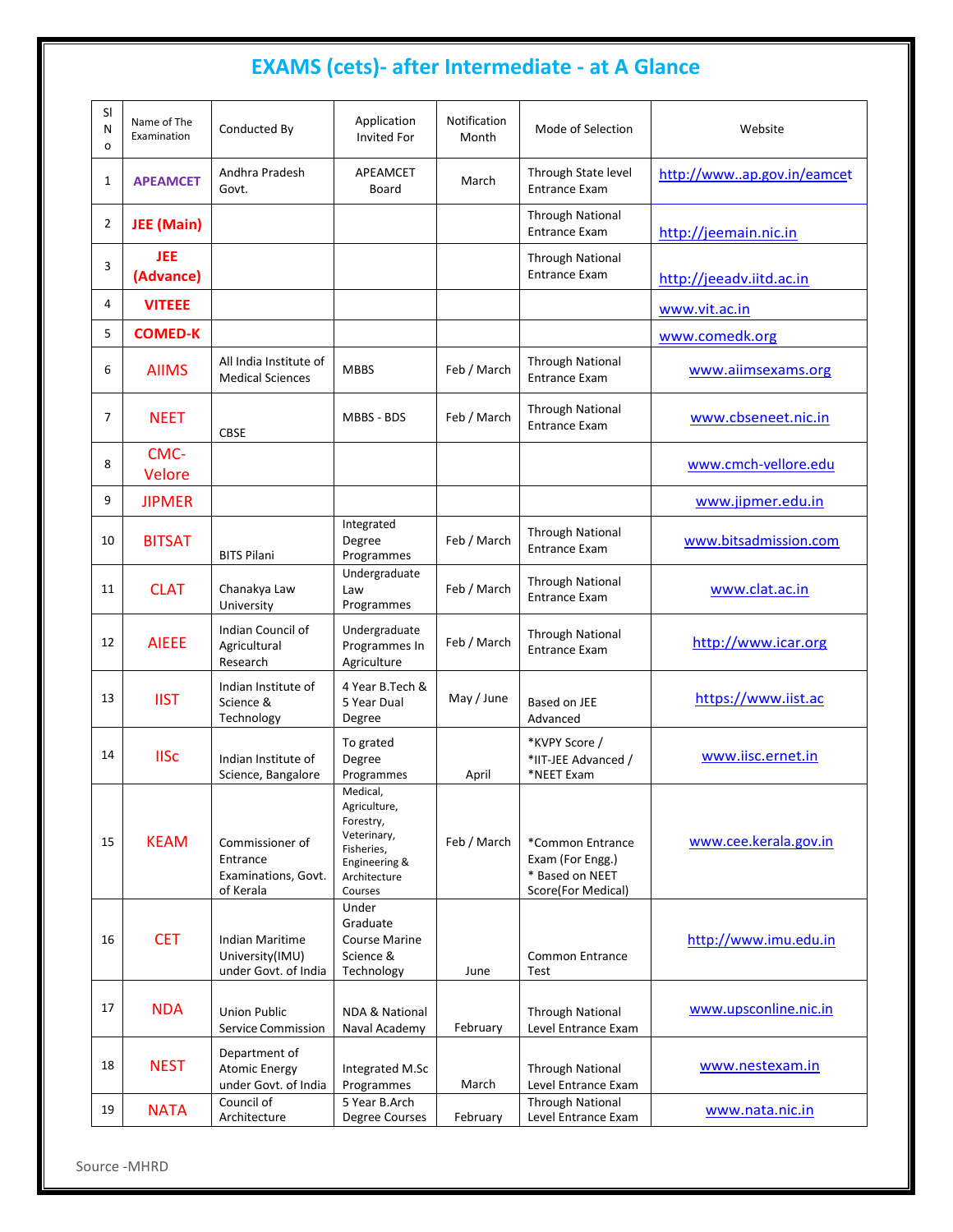# EXAMS (cets)- after Intermediate - at A Glance

| Sl No | Name of The Examination | Conducted By | Application Invited For | Notification Month | Mode of Selection | Website |
|---|---|---|---|---|---|---|
| 1 | APEAMCET | Andhra Pradesh Govt. | APEAMCET Board | March | Through State level Entrance Exam | http://www..ap.gov.in/eamcet |
| 2 | JEE (Main) | | | | Through National Entrance Exam | http://jeemain.nic.in |
| 3 | JEE (Advance) | | | | Through National Entrance Exam | http://jeeadv.iitd.ac.in |
| 4 | VITEEE | | | | | www.vit.ac.in |
| 5 | COMED-K | | | | | www.comedk.org |
| 6 | AIIMS | All India Institute of Medical Sciences | MBBS | Feb / March | Through National Entrance Exam | www.aiimsexams.org |
| 7 | NEET | CBSE | MBBS - BDS | Feb / March | Through National Entrance Exam | www.cbseneet.nic.in |
| 8 | CMC-Velore | | | | | www.cmch-vellore.edu |
| 9 | JIPMER | | | | | www.jipmer.edu.in |
| 10 | BITSAT | BITS Pilani | Integrated Degree Programmes | Feb / March | Through National Entrance Exam | www.bitsadmission.com |
| 11 | CLAT | Chanakya Law University | Undergraduate Law Programmes | Feb / March | Through National Entrance Exam | www.clat.ac.in |
| 12 | AIEEE | Indian Council of Agricultural Research | Undergraduate Programmes In Agriculture | Feb / March | Through National Entrance Exam | http://www.icar.org |
| 13 | IIST | Indian Institute of Science & Technology | 4 Year B.Tech & 5 Year Dual Degree | May / June | Based on JEE Advanced | https://www.iist.ac |
| 14 | IISc | Indian Institute of Science, Bangalore | To grated Degree Programmes | April | *KVPY Score / *IIT-JEE Advanced / *NEET Exam | www.iisc.ernet.in |
| 15 | KEAM | Commissioner of Entrance Examinations, Govt. of Kerala | Medical, Agriculture, Forestry, Veterinary, Fisheries, Engineering & Architecture Courses | Feb / March | *Common Entrance Exam (For Engg.) * Based on NEET Score(For Medical) | www.cee.kerala.gov.in |
| 16 | CET | Indian Maritime University(IMU) under Govt. of India | Under Graduate Course Marine Science & Technology | June | Common Entrance Test | http://www.imu.edu.in |
| 17 | NDA | Union Public Service Commission | NDA & National Naval Academy | February | Through National Level Entrance Exam | www.upsconline.nic.in |
| 18 | NEST | Department of Atomic Energy under Govt. of India | Integrated M.Sc Programmes | March | Through National Level Entrance Exam | www.nestexam.in |
| 19 | NATA | Council of Architecture | 5 Year B.Arch Degree Courses | February | Through National Level Entrance Exam | www.nata.nic.in |

Source -MHRD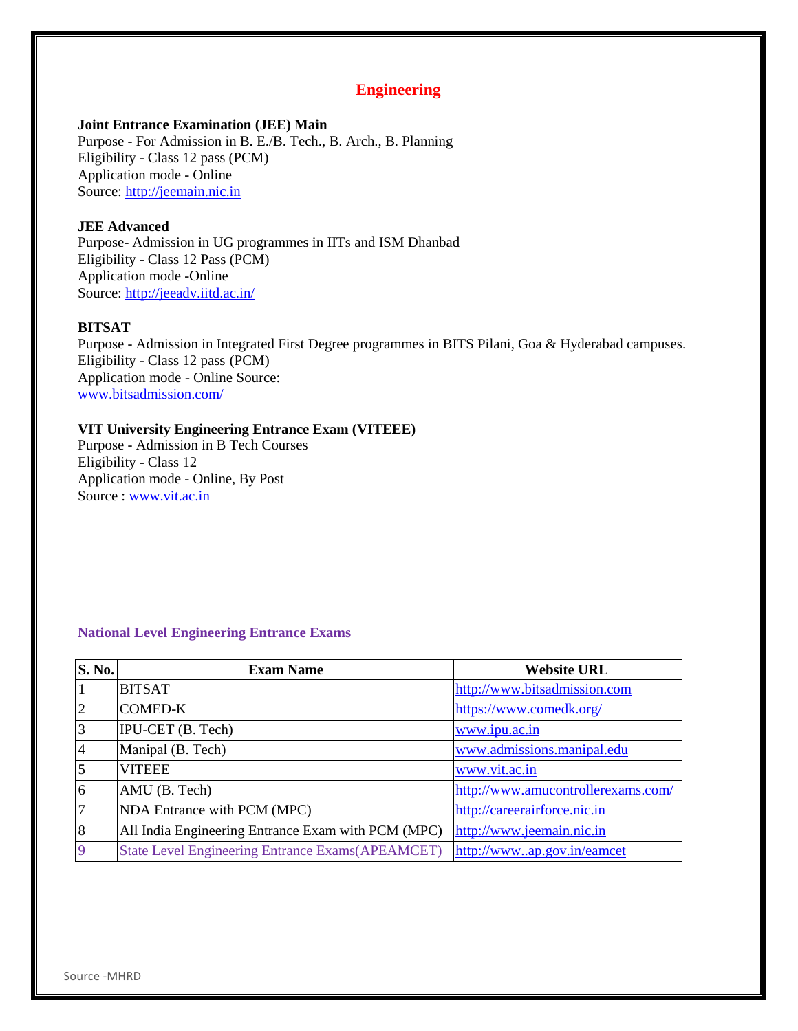## Engineering

**Joint Entrance Examination (JEE) Main**
Purpose - For Admission in B. E./B. Tech., B. Arch., B. Planning
Eligibility - Class 12 pass (PCM)
Application mode - Online
Source: http://jeemain.nic.in

**JEE Advanced**
Purpose- Admission in UG programmes in IITs and ISM Dhanbad
Eligibility - Class 12 Pass (PCM)
Application mode -Online
Source: http://jeeadv.iitd.ac.in/

**BITSAT**
Purpose - Admission in Integrated First Degree programmes in BITS Pilani, Goa & Hyderabad campuses.
Eligibility - Class 12 pass (PCM)
Application mode - Online Source:
www.bitsadmission.com/

**VIT University Engineering Entrance Exam (VITEEE)**
Purpose - Admission in B Tech Courses
Eligibility - Class 12
Application mode - Online, By Post
Source : www.vit.ac.in

### National Level Engineering Entrance Exams

| S. No. | Exam Name | Website URL |
|---|---|---|
| 1 | BITSAT | http://www.bitsadmission.com |
| 2 | COMED-K | https://www.comedk.org/ |
| 3 | IPU-CET (B. Tech) | www.ipu.ac.in |
| 4 | Manipal (B. Tech) | www.admissions.manipal.edu |
| 5 | VITEEE | www.vit.ac.in |
| 6 | AMU (B. Tech) | http://www.amucontrollerexams.com/ |
| 7 | NDA Entrance with PCM (MPC) | http://careerairforce.nic.in |
| 8 | All India Engineering Entrance Exam with PCM (MPC) | http://www.jeemain.nic.in |
| 9 | State Level Engineering Entrance Exams(APEAMCET) | http://www..ap.gov.in/eamcet |

Source -MHRD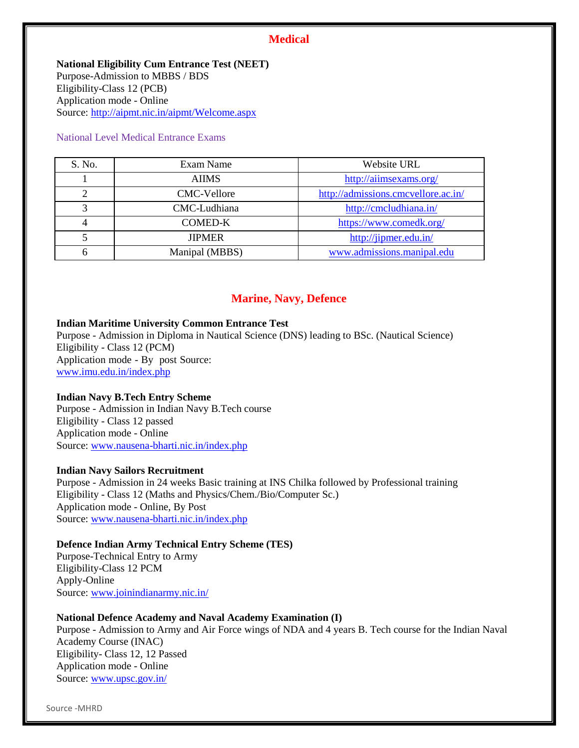## Medical

**National Eligibility Cum Entrance Test (NEET)**
Purpose-Admission to MBBS / BDS
Eligibility-Class 12 (PCB)
Application mode - Online
Source: http://aipmt.nic.in/aipmt/Welcome.aspx

### National Level Medical Entrance Exams

| S. No. | Exam Name | Website URL |
|---|---|---|
| 1 | AIIMS | http://aiimsexams.org/ |
| 2 | CMC-Vellore | http://admissions.cmcvellore.ac.in/ |
| 3 | CMC-Ludhiana | http://cmcludhiana.in/ |
| 4 | COMED-K | https://www.comedk.org/ |
| 5 | JIPMER | http://jipmer.edu.in/ |
| 6 | Manipal (MBBS) | www.admissions.manipal.edu |

## Marine, Navy, Defence

**Indian Maritime University Common Entrance Test**
Purpose - Admission in Diploma in Nautical Science (DNS) leading to BSc. (Nautical Science)
Eligibility - Class 12 (PCM)
Application mode - By post Source:
www.imu.edu.in/index.php

**Indian Navy B.Tech Entry Scheme**
Purpose - Admission in Indian Navy B.Tech course
Eligibility - Class 12 passed
Application mode - Online
Source: www.nausena-bharti.nic.in/index.php

**Indian Navy Sailors Recruitment**
Purpose - Admission in 24 weeks Basic training at INS Chilka followed by Professional training
Eligibility - Class 12 (Maths and Physics/Chem./Bio/Computer Sc.)
Application mode - Online, By Post
Source: www.nausena-bharti.nic.in/index.php

**Defence Indian Army Technical Entry Scheme (TES)**
Purpose-Technical Entry to Army
Eligibility-Class 12 PCM
Apply-Online
Source: www.joinindianarmy.nic.in/

**National Defence Academy and Naval Academy Examination (I)**
Purpose - Admission to Army and Air Force wings of NDA and 4 years B. Tech course for the Indian Naval Academy Course (INAC)
Eligibility- Class 12, 12 Passed
Application mode - Online
Source: www.upsc.gov.in/

Source -MHRD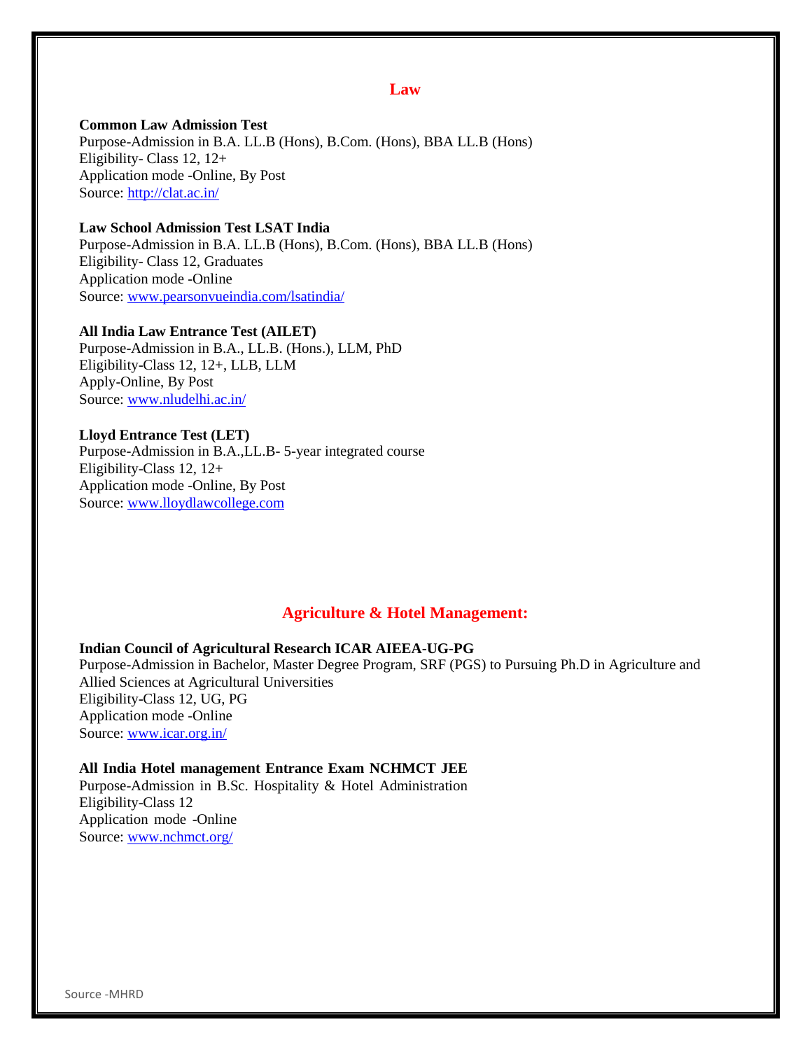## Law

**Common Law Admission Test**
Purpose-Admission in B.A. LL.B (Hons), B.Com. (Hons), BBA LL.B (Hons)
Eligibility- Class 12, 12+
Application mode -Online, By Post
Source: http://clat.ac.in/

**Law School Admission Test LSAT India**
Purpose-Admission in B.A. LL.B (Hons), B.Com. (Hons), BBA LL.B (Hons)
Eligibility- Class 12, Graduates
Application mode -Online
Source: www.pearsonvueindia.com/lsatindia/

**All India Law Entrance Test (AILET)**
Purpose-Admission in B.A., LL.B. (Hons.), LLM, PhD
Eligibility-Class 12, 12+, LLB, LLM
Apply-Online, By Post
Source: www.nludelhi.ac.in/

**Lloyd Entrance Test (LET)**
Purpose-Admission in B.A.,LL.B- 5-year integrated course
Eligibility-Class 12, 12+
Application mode -Online, By Post
Source: www.lloydlawcollege.com

## Agriculture & Hotel Management:

**Indian Council of Agricultural Research ICAR AIEEA-UG-PG**
Purpose-Admission in Bachelor, Master Degree Program, SRF (PGS) to Pursuing Ph.D in Agriculture and Allied Sciences at Agricultural Universities
Eligibility-Class 12, UG, PG
Application mode -Online
Source: www.icar.org.in/

**All India Hotel management Entrance Exam NCHMCT JEE**
Purpose-Admission in B.Sc. Hospitality & Hotel Administration
Eligibility-Class 12
Application mode -Online
Source: www.nchmct.org/

Source -MHRD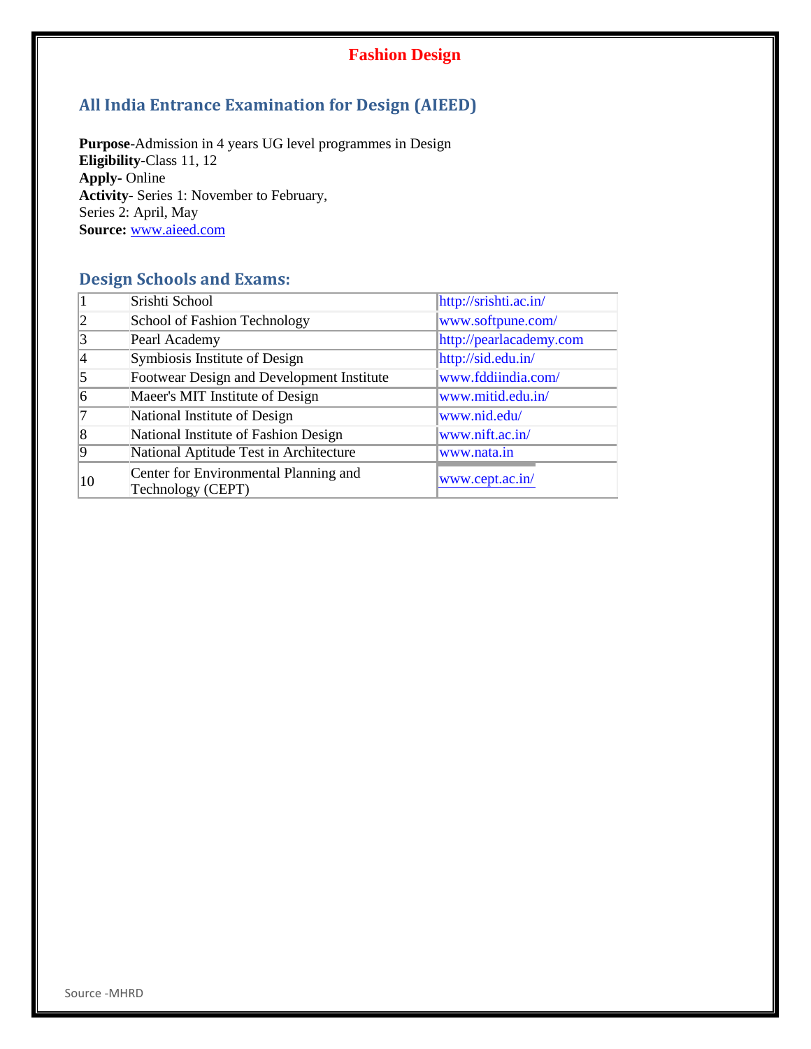# Fashion Design

## All India Entrance Examination for Design (AIEED)

**Purpose**-Admission in 4 years UG level programmes in Design
**Eligibility**-Class 11, 12
**Apply**- Online
**Activity**- Series 1: November to February,
Series 2: April, May
**Source:** www.aieed.com

## Design Schools and Exams:

| | | |
|---|---|---|
| 1 | Srishti School | http://srishti.ac.in/ |
| 2 | School of Fashion Technology | www.softpune.com/ |
| 3 | Pearl Academy | http://pearlacademy.com |
| 4 | Symbiosis Institute of Design | http://sid.edu.in/ |
| 5 | Footwear Design and Development Institute | www.fddiindia.com/ |
| 6 | Maeer's MIT Institute of Design | www.mitid.edu.in/ |
| 7 | National Institute of Design | www.nid.edu/ |
| 8 | National Institute of Fashion Design | www.nift.ac.in/ |
| 9 | National Aptitude Test in Architecture | www.nata.in |
| 10 | Center for Environmental Planning and Technology (CEPT) | www.cept.ac.in/ |

Source -MHRD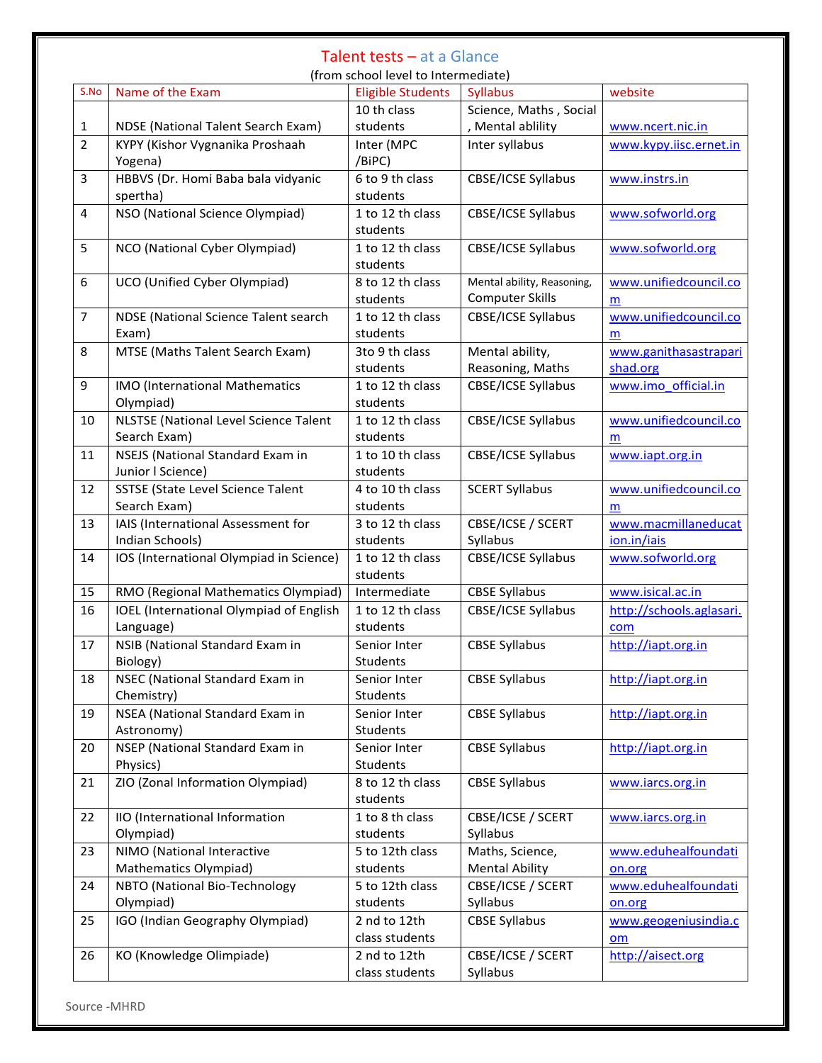# Talent tests – at a Glance

(from school level to Intermediate)

| S.No | Name of the Exam | Eligible Students | Syllabus | website |
|---|---|---|---|---|
| 1 | NDSE (National Talent Search Exam) | 10 th class students | Science, Maths , Social , Mental ablility | www.ncert.nic.in |
| 2 | KYPY (Kishor Vygnanika Proshaah Yogena) | Inter (MPC /BiPC) | Inter syllabus | www.kypy.iisc.ernet.in |
| 3 | HBBVS (Dr. Homi Baba bala vidyanic spertha) | 6 to 9 th class students | CBSE/ICSE Syllabus | www.instrs.in |
| 4 | NSO (National Science Olympiad) | 1 to 12 th class students | CBSE/ICSE Syllabus | www.sofworld.org |
| 5 | NCO (National Cyber Olympiad) | 1 to 12 th class students | CBSE/ICSE Syllabus | www.sofworld.org |
| 6 | UCO (Unified Cyber Olympiad) | 8 to 12 th class students | Mental ability, Reasoning, Computer Skills | www.unifiedcouncil.com |
| 7 | NDSE (National Science Talent search Exam) | 1 to 12 th class students | CBSE/ICSE Syllabus | www.unifiedcouncil.com |
| 8 | MTSE (Maths Talent Search Exam) | 3to 9 th class students | Mental ability, Reasoning, Maths | www.ganithasastraparishad.org |
| 9 | IMO (International Mathematics Olympiad) | 1 to 12 th class students | CBSE/ICSE Syllabus | www.imo_official.in |
| 10 | NLSTSE (National Level Science Talent Search Exam) | 1 to 12 th class students | CBSE/ICSE Syllabus | www.unifiedcouncil.com |
| 11 | NSEJS (National Standard Exam in Junior l Science) | 1 to 10 th class students | CBSE/ICSE Syllabus | www.iapt.org.in |
| 12 | SSTSE (State Level Science Talent Search Exam) | 4 to 10 th class students | SCERT Syllabus | www.unifiedcouncil.com |
| 13 | IAIS (International Assessment for Indian Schools) | 3 to 12 th class students | CBSE/ICSE / SCERT Syllabus | www.macmillaneducation.in/iais |
| 14 | IOS (International Olympiad in Science) | 1 to 12 th class students | CBSE/ICSE Syllabus | www.sofworld.org |
| 15 | RMO (Regional Mathematics Olympiad) | Intermediate | CBSE Syllabus | www.isical.ac.in |
| 16 | IOEL (International Olympiad of English Language) | 1 to 12 th class students | CBSE/ICSE Syllabus | http://schools.aglasari.com |
| 17 | NSIB (National Standard Exam in Biology) | Senior Inter Students | CBSE Syllabus | http://iapt.org.in |
| 18 | NSEC (National Standard Exam in Chemistry) | Senior Inter Students | CBSE Syllabus | http://iapt.org.in |
| 19 | NSEA (National Standard Exam in Astronomy) | Senior Inter Students | CBSE Syllabus | http://iapt.org.in |
| 20 | NSEP (National Standard Exam in Physics) | Senior Inter Students | CBSE Syllabus | http://iapt.org.in |
| 21 | ZIO (Zonal Information Olympiad) | 8 to 12 th class students | CBSE Syllabus | www.iarcs.org.in |
| 22 | IIO (International Information Olympiad) | 1 to 8 th class students | CBSE/ICSE / SCERT Syllabus | www.iarcs.org.in |
| 23 | NIMO (National Interactive Mathematics Olympiad) | 5 to 12th class students | Maths, Science, Mental Ability | www.eduhealfoundation.org |
| 24 | NBTO (National Bio-Technology Olympiad) | 5 to 12th class students | CBSE/ICSE / SCERT Syllabus | www.eduhealfoundation.org |
| 25 | IGO (Indian Geography Olympiad) | 2 nd to 12th class students | CBSE Syllabus | www.geogeniusindia.com |
| 26 | KO (Knowledge Olimpiade) | 2 nd to 12th class students | CBSE/ICSE / SCERT Syllabus | http://aisect.org |

Source -MHRD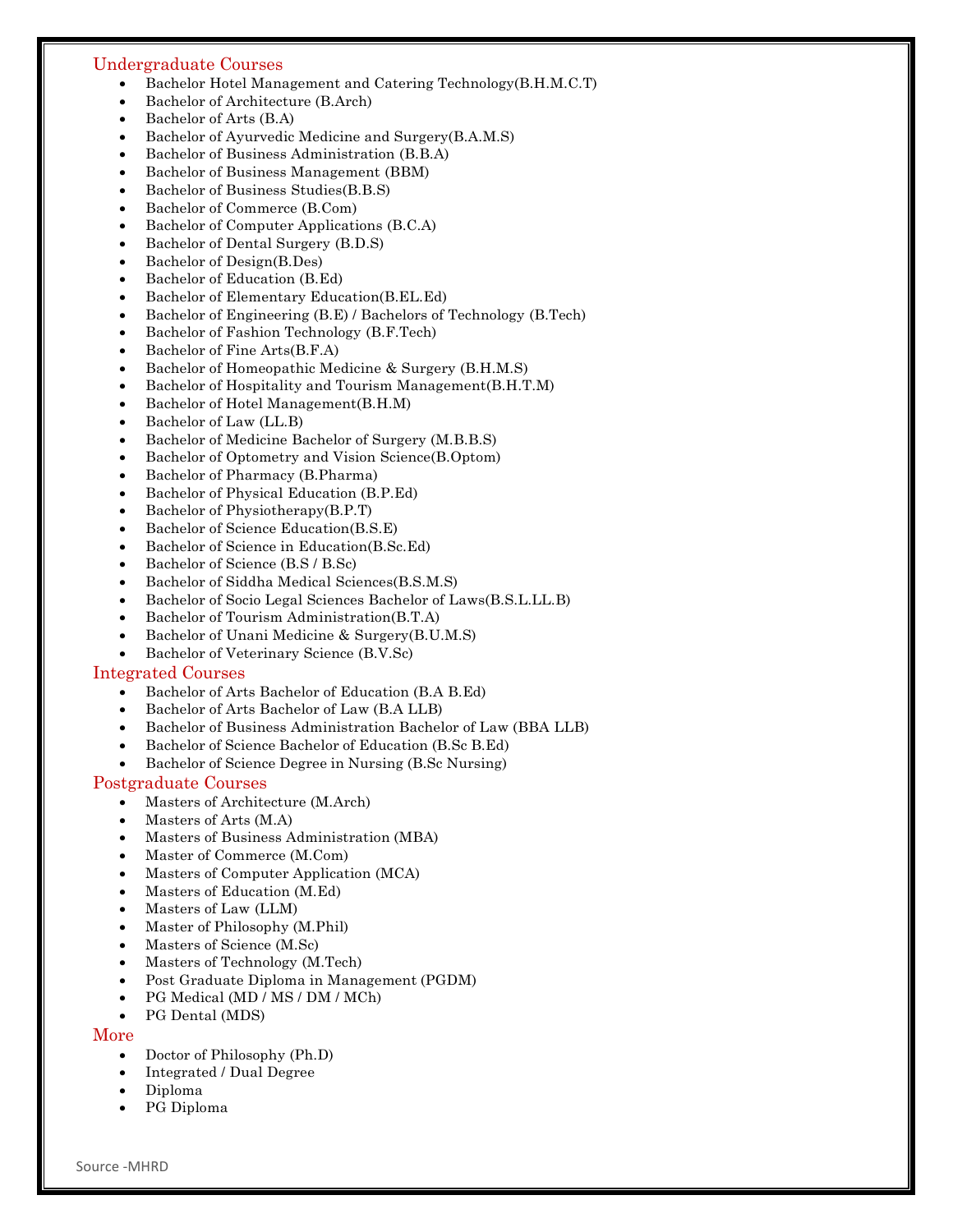## Undergraduate Courses

- Bachelor Hotel Management and Catering Technology(B.H.M.C.T)
- Bachelor of Architecture (B.Arch)
- Bachelor of Arts (B.A)
- Bachelor of Ayurvedic Medicine and Surgery(B.A.M.S)
- Bachelor of Business Administration (B.B.A)
- Bachelor of Business Management (BBM)
- Bachelor of Business Studies(B.B.S)
- Bachelor of Commerce (B.Com)
- Bachelor of Computer Applications (B.C.A)
- Bachelor of Dental Surgery (B.D.S)
- Bachelor of Design(B.Des)
- Bachelor of Education (B.Ed)
- Bachelor of Elementary Education(B.EL.Ed)
- Bachelor of Engineering (B.E) / Bachelors of Technology (B.Tech)
- Bachelor of Fashion Technology (B.F.Tech)
- Bachelor of Fine Arts(B.F.A)
- Bachelor of Homeopathic Medicine & Surgery (B.H.M.S)
- Bachelor of Hospitality and Tourism Management(B.H.T.M)
- Bachelor of Hotel Management(B.H.M)
- Bachelor of Law (LL.B)
- Bachelor of Medicine Bachelor of Surgery (M.B.B.S)
- Bachelor of Optometry and Vision Science(B.Optom)
- Bachelor of Pharmacy (B.Pharma)
- Bachelor of Physical Education (B.P.Ed)
- Bachelor of Physiotherapy(B.P.T)
- Bachelor of Science Education(B.S.E)
- Bachelor of Science in Education(B.Sc.Ed)
- Bachelor of Science (B.S / B.Sc)
- Bachelor of Siddha Medical Sciences(B.S.M.S)
- Bachelor of Socio Legal Sciences Bachelor of Laws(B.S.L.LL.B)
- Bachelor of Tourism Administration(B.T.A)
- Bachelor of Unani Medicine & Surgery(B.U.M.S)
- Bachelor of Veterinary Science (B.V.Sc)

## Integrated Courses

- Bachelor of Arts Bachelor of Education (B.A B.Ed)
- Bachelor of Arts Bachelor of Law (B.A LLB)
- Bachelor of Business Administration Bachelor of Law (BBA LLB)
- Bachelor of Science Bachelor of Education (B.Sc B.Ed)
- Bachelor of Science Degree in Nursing (B.Sc Nursing)

## Postgraduate Courses

- Masters of Architecture (M.Arch)
- Masters of Arts (M.A)
- Masters of Business Administration (MBA)
- Master of Commerce (M.Com)
- Masters of Computer Application (MCA)
- Masters of Education (M.Ed)
- Masters of Law (LLM)
- Master of Philosophy (M.Phil)
- Masters of Science (M.Sc)
- Masters of Technology (M.Tech)
- Post Graduate Diploma in Management (PGDM)
- PG Medical (MD / MS / DM / MCh)
- PG Dental (MDS)

## More

- Doctor of Philosophy (Ph.D)
- Integrated / Dual Degree
- Diploma
- PG Diploma

Source -MHRD